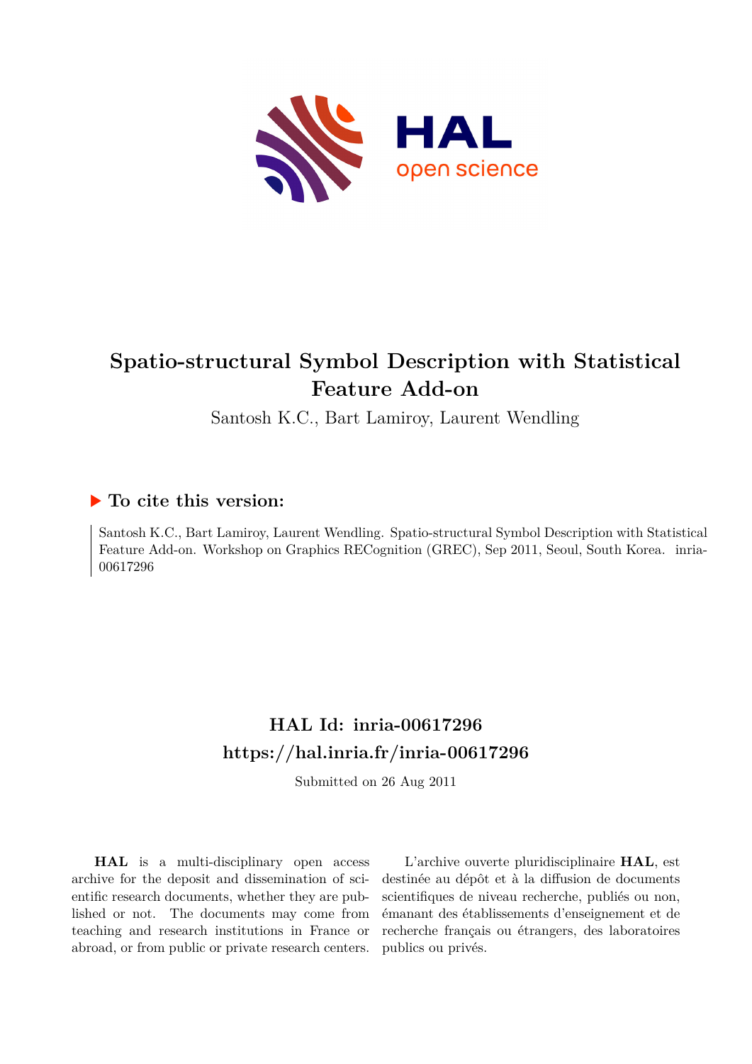# Spatio-structural Symbol Description with Statistical Feature Add-on

Santosh K.C., Bart Lamiroy, Laurent Wendling

### To cite this version:

Santosh K.C., Bart Lamiroy, Laurent Wendling. Spatio-structural Symbol Description with Statistical Feature Add-on. Workshop on Graphics RECognition (GREC), Sep 2011, Seoul, South Korea. inria-00617296

## HAL Id: inria-00617296
## https://hal.inria.fr/inria-00617296

Submitted on 26 Aug 2011

**HAL** is a multi-disciplinary open access archive for the deposit and dissemination of scientific research documents, whether they are published or not. The documents may come from teaching and research institutions in France or abroad, or from public or private research centers.

L'archive ouverte pluridisciplinaire **HAL**, est destinée au dépôt et à la diffusion de documents scientifiques de niveau recherche, publiés ou non, émanant des établissements d'enseignement et de recherche français ou étrangers, des laboratoires publics ou privés.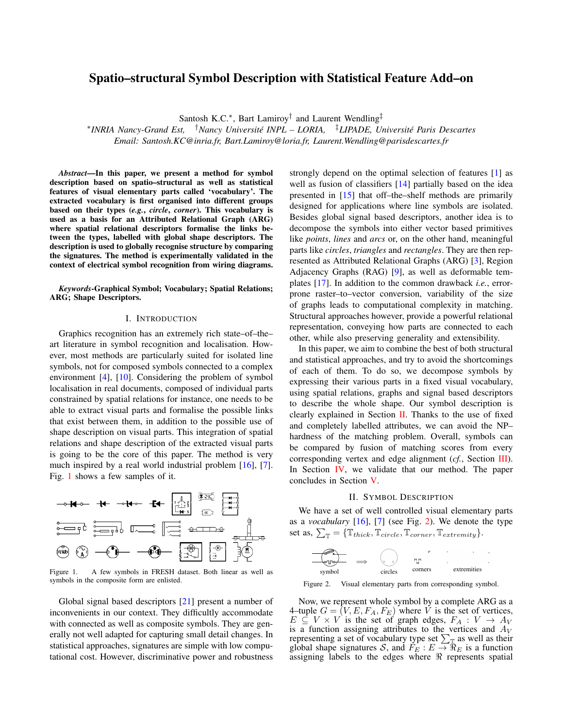# Spatio–structural Symbol Description with Statistical Feature Add–on

Santosh K.C.*, Bart Lamiroy† and Laurent Wendling‡

*INRIA Nancy-Grand Est, †Nancy Université INPL – LORIA, ‡LIPADE, Université Paris Descartes
Email: Santosh.KC@inria.fr, Bart.Lamiroy@loria.fr, Laurent.Wendling@parisdescartes.fr

***Abstract*—In this paper, we present a method for symbol description based on spatio–structural as well as statistical features of visual elementary parts called 'vocabulary'. The extracted vocabulary is first organised into different groups based on their types (*e.g.*, *circle*, *corner*). This vocabulary is used as a basis for an Attributed Relational Graph (ARG) where spatial relational descriptors formalise the links between the types, labelled with global shape descriptors. The description is used to globally recognise structure by comparing the signatures. The method is experimentally validated in the context of electrical symbol recognition from wiring diagrams.**

***Keywords*-Graphical Symbol; Vocabulary; Spatial Relations; ARG; Shape Descriptors.**

## I. Introduction

Graphics recognition has an extremely rich state–of–the–art literature in symbol recognition and localisation. However, most methods are particularly suited for isolated line symbols, not for composed symbols connected to a complex environment [4], [10]. Considering the problem of symbol localisation in real documents, composed of individual parts constrained by spatial relations for instance, one needs to be able to extract visual parts and formalise the possible links that exist between them, in addition to the possible use of shape description on visual parts. This integration of spatial relations and shape description of the extracted visual parts is going to be the core of this paper. The method is very much inspired by a real world industrial problem [16], [7]. Fig. 1 shows a few samples of it.

Figure 1. A few symbols in FRESH dataset. Both linear as well as symbols in the composite form are enlisted.

Global signal based descriptors [21] present a number of inconvenients in our context. They difficultly accommodate with connected as well as composite symbols. They are generally not well adapted for capturing small detail changes. In statistical approaches, signatures are simple with low computational cost. However, discriminative power and robustness strongly depend on the optimal selection of features [1] as well as fusion of classifiers [14] partially based on the idea presented in [15] that off–the–shelf methods are primarily designed for applications where line symbols are isolated. Besides global signal based descriptors, another idea is to decompose the symbols into either vector based primitives like *points*, *lines* and *arcs* or, on the other hand, meaningful parts like *circles*, *triangles* and *rectangles*. They are then represented as Attributed Relational Graphs (ARG) [3], Region Adjacency Graphs (RAG) [9], as well as deformable templates [17]. In addition to the common drawback *i.e.*, error-prone raster–to–vector conversion, variability of the size of graphs leads to computational complexity in matching. Structural approaches however, provide a powerful relational representation, conveying how parts are connected to each other, while also preserving generality and extensibility.

In this paper, we aim to combine the best of both structural and statistical approaches, and try to avoid the shortcomings of each of them. To do so, we decompose symbols by expressing their various parts in a fixed visual vocabulary, using spatial relations, graphs and signal based descriptors to describe the whole shape. Our symbol description is clearly explained in Section II. Thanks to the use of fixed and completely labelled attributes, we can avoid the NP–hardness of the matching problem. Overall, symbols can be compared by fusion of matching scores from every corresponding vertex and edge alignment (*cf.*, Section III). In Section IV, we validate that our method. The paper concludes in Section V.

## II. Symbol Description

We have a set of well controlled visual elementary parts as a *vocabulary* [16], [7] (see Fig. 2). We denote the type set as, $\sum_{\mathbb{T}} = \{\mathbb{T}_{thick}, \mathbb{T}_{circle}, \mathbb{T}_{corner}, \mathbb{T}_{extremity}\}$.

symbol ⟹ circles corners extremities

Figure 2. Visual elementary parts from corresponding symbol.

Now, we represent whole symbol by a complete ARG as a 4–tuple $G = (V, E, F_A, F_E)$ where $V$ is the set of vertices, $E \subseteq V \times V$ is the set of graph edges, $F_A : V \rightarrow A_V$ is a function assigning attributes to the vertices and $A_V$ representing a set of vocabulary type set $\sum_{\mathbb{T}}$ as well as their global shape signatures $\mathcal{S}$, and $F_E : E \rightarrow \Re_E$ is a function assigning labels to the edges where $\Re$ represents spatial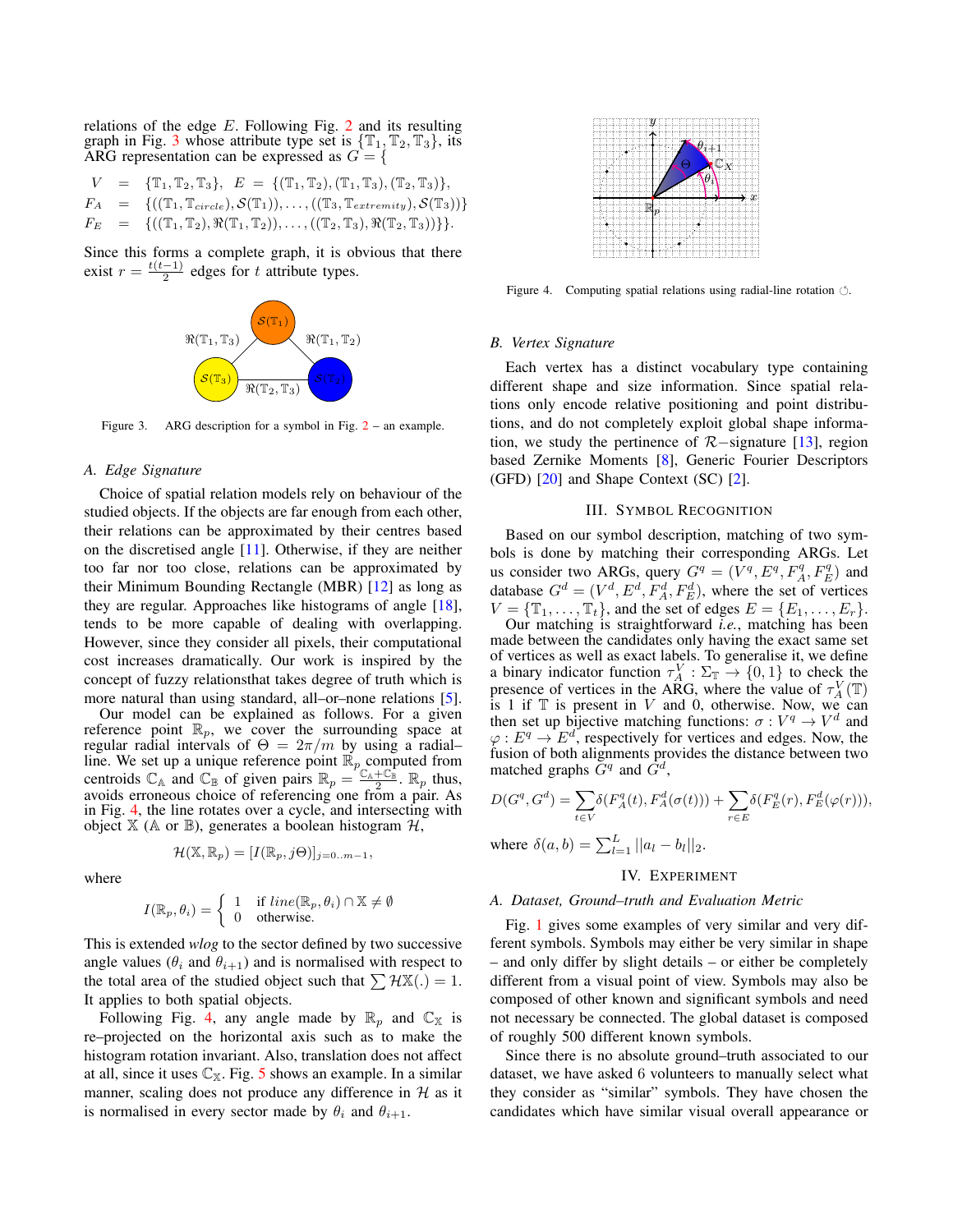relations of the edge $E$. Following Fig. 2 and its resulting graph in Fig. 3 whose attribute type set is $\{\mathbb{T}_1, \mathbb{T}_2, \mathbb{T}_3\}$, its ARG representation can be expressed as $G = \{$

$$
\begin{aligned}
V &= \{\mathbb{T}_1, \mathbb{T}_2, \mathbb{T}_3\}, \quad E = \{(\mathbb{T}_1, \mathbb{T}_2), (\mathbb{T}_1, \mathbb{T}_3), (\mathbb{T}_2, \mathbb{T}_3)\}, \\
F_A &= \{((\mathbb{T}_1, \mathbb{T}_{circle}), \mathcal{S}(\mathbb{T}_1)), \ldots, ((\mathbb{T}_3, \mathbb{T}_{extremity}), \mathcal{S}(\mathbb{T}_3))\} \\
F_E &= \{((\mathbb{T}_1, \mathbb{T}_2), \Re(\mathbb{T}_1, \mathbb{T}_2)), \ldots, ((\mathbb{T}_2, \mathbb{T}_3), \Re(\mathbb{T}_2, \mathbb{T}_3))\}\}.
\end{aligned}
$$

Since this forms a complete graph, it is obvious that there exist $r = \frac{t(t-1)}{2}$ edges for $t$ attribute types.

Figure 3. ARG description for a symbol in Fig. 2 – an example.

### A. Edge Signature

Choice of spatial relation models rely on behaviour of the studied objects. If the objects are far enough from each other, their relations can be approximated by their centres based on the discretised angle [11]. Otherwise, if they are neither too far nor too close, relations can be approximated by their Minimum Bounding Rectangle (MBR) [12] as long as they are regular. Approaches like histograms of angle [18], tends to be more capable of dealing with overlapping. However, since they consider all pixels, their computational cost increases dramatically. Our work is inspired by the concept of fuzzy relationsthat takes degree of truth which is more natural than using standard, all–or–none relations [5].

Our model can be explained as follows. For a given reference point $\mathbb{R}_p$, we cover the surrounding space at regular radial intervals of $\Theta = 2\pi/m$ by using a radial–line. We set up a unique reference point $\mathbb{R}_p$ computed from centroids $\mathbb{C}_\mathbb{A}$ and $\mathbb{C}_\mathbb{B}$ of given pairs $\mathbb{R}_p = \frac{\mathbb{C}_\mathbb{A} + \mathbb{C}_\mathbb{B}}{2}$. $\mathbb{R}_p$ thus, avoids erroneous choice of referencing one from a pair. As in Fig. 4, the line rotates over a cycle, and intersecting with object $\mathbb{X}$ ($\mathbb{A}$ or $\mathbb{B}$), generates a boolean histogram $\mathcal{H}$,

$$\mathcal{H}(\mathbb{X}, \mathbb{R}_p) = [I(\mathbb{R}_p, j\Theta)]_{j=0..m-1},$$

where

$$I(\mathbb{R}_p, \theta_i) = \begin{cases} 1 & \text{if } line(\mathbb{R}_p, \theta_i) \cap \mathbb{X} \neq \emptyset \\ 0 & \text{otherwise.} \end{cases}$$

This is extended *wlog* to the sector defined by two successive angle values ($\theta_i$ and $\theta_{i+1}$) and is normalised with respect to the total area of the studied object such that $\sum \mathcal{H}\mathbb{X}(.) = 1$. It applies to both spatial objects.

Following Fig. 4, any angle made by $\mathbb{R}_p$ and $\mathbb{C}_\mathbb{X}$ is re–projected on the horizontal axis such as to make the histogram rotation invariant. Also, translation does not affect at all, since it uses $\mathbb{C}_\mathbb{X}$. Fig. 5 shows an example. In a similar manner, scaling does not produce any difference in $\mathcal{H}$ as it is normalised in every sector made by $\theta_i$ and $\theta_{i+1}$.

Figure 4. Computing spatial relations using radial-line rotation ↻.

### B. Vertex Signature

Each vertex has a distinct vocabulary type containing different shape and size information. Since spatial relations only encode relative positioning and point distributions, and do not completely exploit global shape information, we study the pertinence of $\mathcal{R}-$signature [13], region based Zernike Moments [8], Generic Fourier Descriptors (GFD) [20] and Shape Context (SC) [2].

## III. Symbol Recognition

Based on our symbol description, matching of two symbols is done by matching their corresponding ARGs. Let us consider two ARGs, query $G^q = (V^q, E^q, F^q_A, F^q_E)$ and database $G^d = (V^d, E^d, F^d_A, F^d_E)$, where the set of vertices $V = \{\mathbb{T}_1, \ldots, \mathbb{T}_t\}$, and the set of edges $E = \{E_1, \ldots, E_r\}$. Our matching is straightforward *i.e.*, matching has been made between the candidates only having the exact same set of vertices as well as exact labels. To generalise it, we define a binary indicator function $\tau^V_A : \Sigma_\mathbb{T} \rightarrow \{0, 1\}$ to check the presence of vertices in the ARG, where the value of $\tau^V_A(\mathbb{T})$ is 1 if $\mathbb{T}$ is present in $V$ and 0, otherwise. Now, we can then set up bijective matching functions: $\sigma : V^q \rightarrow V^d$ and $\varphi : E^q \rightarrow E^d$, respectively for vertices and edges. Now, the fusion of both alignments provides the distance between two matched graphs $G^q$ and $G^d$,

$$D(G^q, G^d) = \sum_{t \in V} \delta(F^q_A(t), F^d_A(\sigma(t))) + \sum_{r \in E} \delta(F^q_E(r), F^d_E(\varphi(r))),$$

where $\delta(a, b) = \sum_{l=1}^{L} ||a_l - b_l||_2$.

## IV. Experiment

### A. Dataset, Ground–truth and Evaluation Metric

Fig. 1 gives some examples of very similar and very different symbols. Symbols may either be very similar in shape – and only differ by slight details – or either be completely different from a visual point of view. Symbols may also be composed of other known and significant symbols and need not necessary be connected. The global dataset is composed of roughly 500 different known symbols.

Since there is no absolute ground–truth associated to our dataset, we have asked 6 volunteers to manually select what they consider as "similar" symbols. They have chosen the candidates which have similar visual overall appearance or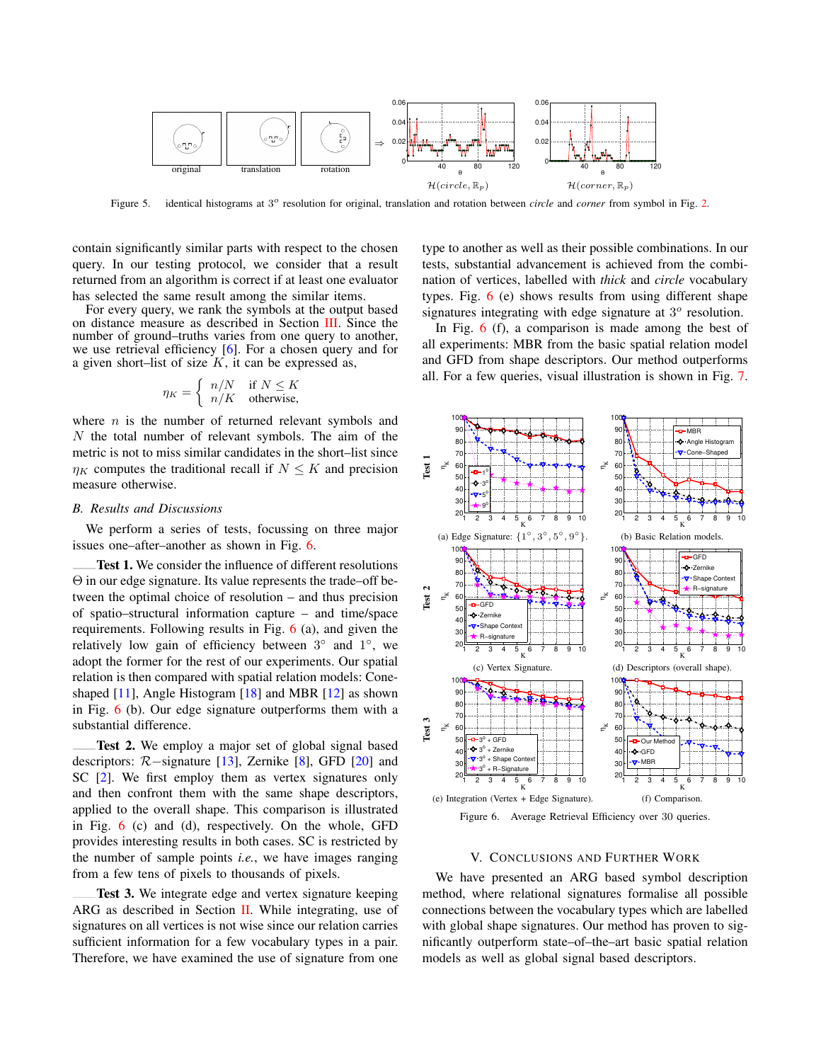Figure 5. identical histograms at $3^o$ resolution for original, translation and rotation between *circle* and *corner* from symbol in Fig. 2.

contain significantly similar parts with respect to the chosen query. In our testing protocol, we consider that a result returned from an algorithm is correct if at least one evaluator has selected the same result among the similar items.

For every query, we rank the symbols at the output based on distance measure as described in Section III. Since the number of ground–truths varies from one query to another, we use retrieval efficiency [6]. For a chosen query and for a given short–list of size $K$, it can be expressed as,

$$\eta_K = \begin{cases} n/N & \text{if } N \leq K \\ n/K & \text{otherwise,} \end{cases}$$

where $n$ is the number of returned relevant symbols and $N$ the total number of relevant symbols. The aim of the metric is not to miss similar candidates in the short–list since $\eta_K$ computes the traditional recall if $N \leq K$ and precision measure otherwise.

### B. Results and Discussions

We perform a series of tests, focussing on three major issues one–after–another as shown in Fig. 6.

**Test 1.** We consider the influence of different resolutions $\Theta$ in our edge signature. Its value represents the trade–off between the optimal choice of resolution – and thus precision of spatio–structural information capture – and time/space requirements. Following results in Fig. 6 (a), and given the relatively low gain of efficiency between $3^\circ$ and $1^\circ$, we adopt the former for the rest of our experiments. Our spatial relation is then compared with spatial relation models: Cone-shaped [11], Angle Histogram [18] and MBR [12] as shown in Fig. 6 (b). Our edge signature outperforms them with a substantial difference.

**Test 2.** We employ a major set of global signal based descriptors: $\mathcal{R}-$signature [13], Zernike [8], GFD [20] and SC [2]. We first employ them as vertex signatures only and then confront them with the same shape descriptors, applied to the overall shape. This comparison is illustrated in Fig. 6 (c) and (d), respectively. On the whole, GFD provides interesting results in both cases. SC is restricted by the number of sample points *i.e.*, we have images ranging from a few tens of pixels to thousands of pixels.

**Test 3.** We integrate edge and vertex signature keeping ARG as described in Section II. While integrating, use of signatures on all vertices is not wise since our relation carries sufficient information for a few vocabulary types in a pair. Therefore, we have examined the use of signature from one type to another as well as their possible combinations. In our tests, substantial advancement is achieved from the combination of vertices, labelled with *thick* and *circle* vocabulary types. Fig. 6 (e) shows results from using different shape signatures integrating with edge signature at $3^o$ resolution.

In Fig. 6 (f), a comparison is made among the best of all experiments: MBR from the basic spatial relation model and GFD from shape descriptors. Our method outperforms all. For a few queries, visual illustration is shown in Fig. 7.

(a) Edge Signature: $\{1^\circ, 3^\circ, 5^\circ, 9^\circ\}$. (b) Basic Relation models. (c) Vertex Signature. (d) Descriptors (overall shape). (e) Integration (Vertex + Edge Signature). (f) Comparison.

Figure 6. Average Retrieval Efficiency over 30 queries.

## V. Conclusions and Further Work

We have presented an ARG based symbol description method, where relational signatures formalise all possible connections between the vocabulary types which are labelled with global shape signatures. Our method has proven to significantly outperform state–of–the–art basic spatial relation models as well as global signal based descriptors.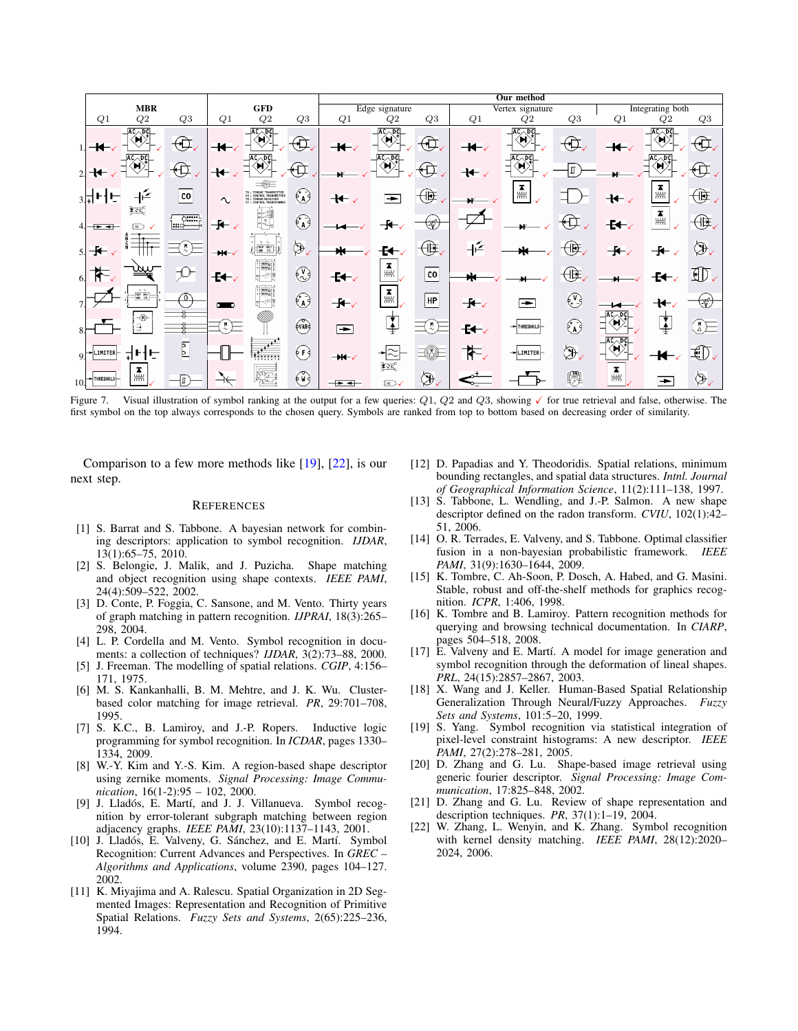Figure 7. Visual illustration of symbol ranking at the output for a few queries: $Q1$, $Q2$ and $Q3$, showing ✓ for true retrieval and false, otherwise. The first symbol on the top always corresponds to the chosen query. Symbols are ranked from top to bottom based on decreasing order of similarity.

Comparison to a few more methods like [19], [22], is our next step.

## References

[1] S. Barrat and S. Tabbone. A bayesian network for combining descriptors: application to symbol recognition. *IJDAR*, 13(1):65–75, 2010.

[2] S. Belongie, J. Malik, and J. Puzicha. Shape matching and object recognition using shape contexts. *IEEE PAMI*, 24(4):509–522, 2002.

[3] D. Conte, P. Foggia, C. Sansone, and M. Vento. Thirty years of graph matching in pattern recognition. *IJPRAI*, 18(3):265–298, 2004.

[4] L. P. Cordella and M. Vento. Symbol recognition in documents: a collection of techniques? *IJDAR*, 3(2):73–88, 2000.

[5] J. Freeman. The modelling of spatial relations. *CGIP*, 4:156–171, 1975.

[6] M. S. Kankanhalli, B. M. Mehtre, and J. K. Wu. Cluster-based color matching for image retrieval. *PR*, 29:701–708, 1995.

[7] S. K.C., B. Lamiroy, and J.-P. Ropers. Inductive logic programming for symbol recognition. In *ICDAR*, pages 1330–1334, 2009.

[8] W.-Y. Kim and Y.-S. Kim. A region-based shape descriptor using zernike moments. *Signal Processing: Image Communication*, 16(1-2):95 – 102, 2000.

[9] J. Lladós, E. Martí, and J. J. Villanueva. Symbol recognition by error-tolerant subgraph matching between region adjacency graphs. *IEEE PAMI*, 23(10):1137–1143, 2001.

[10] J. Lladós, E. Valveny, G. Sánchez, and E. Martí. Symbol Recognition: Current Advances and Perspectives. In *GREC – Algorithms and Applications*, volume 2390, pages 104–127. 2002.

[11] K. Miyajima and A. Ralescu. Spatial Organization in 2D Segmented Images: Representation and Recognition of Primitive Spatial Relations. *Fuzzy Sets and Systems*, 2(65):225–236, 1994.

[12] D. Papadias and Y. Theodoridis. Spatial relations, minimum bounding rectangles, and spatial data structures. *Intnl. Journal of Geographical Information Science*, 11(2):111–138, 1997.

[13] S. Tabbone, L. Wendling, and J.-P. Salmon. A new shape descriptor defined on the radon transform. *CVIU*, 102(1):42–51, 2006.

[14] O. R. Terrades, E. Valveny, and S. Tabbone. Optimal classifier fusion in a non-bayesian probabilistic framework. *IEEE PAMI*, 31(9):1630–1644, 2009.

[15] K. Tombre, C. Ah-Soon, P. Dosch, A. Habed, and G. Masini. Stable, robust and off-the-shelf methods for graphics recognition. *ICPR*, 1:406, 1998.

[16] K. Tombre and B. Lamiroy. Pattern recognition methods for querying and browsing technical documentation. In *CIARP*, pages 504–518, 2008.

[17] E. Valveny and E. Martí. A model for image generation and symbol recognition through the deformation of lineal shapes. *PRL*, 24(15):2857–2867, 2003.

[18] X. Wang and J. Keller. Human-Based Spatial Relationship Generalization Through Neural/Fuzzy Approaches. *Fuzzy Sets and Systems*, 101:5–20, 1999.

[19] S. Yang. Symbol recognition via statistical integration of pixel-level constraint histograms: A new descriptor. *IEEE PAMI*, 27(2):278–281, 2005.

[20] D. Zhang and G. Lu. Shape-based image retrieval using generic fourier descriptor. *Signal Processing: Image Communication*, 17:825–848, 2002.

[21] D. Zhang and G. Lu. Review of shape representation and description techniques. *PR*, 37(1):1–19, 2004.

[22] W. Zhang, L. Wenyin, and K. Zhang. Symbol recognition with kernel density matching. *IEEE PAMI*, 28(12):2020–2024, 2006.